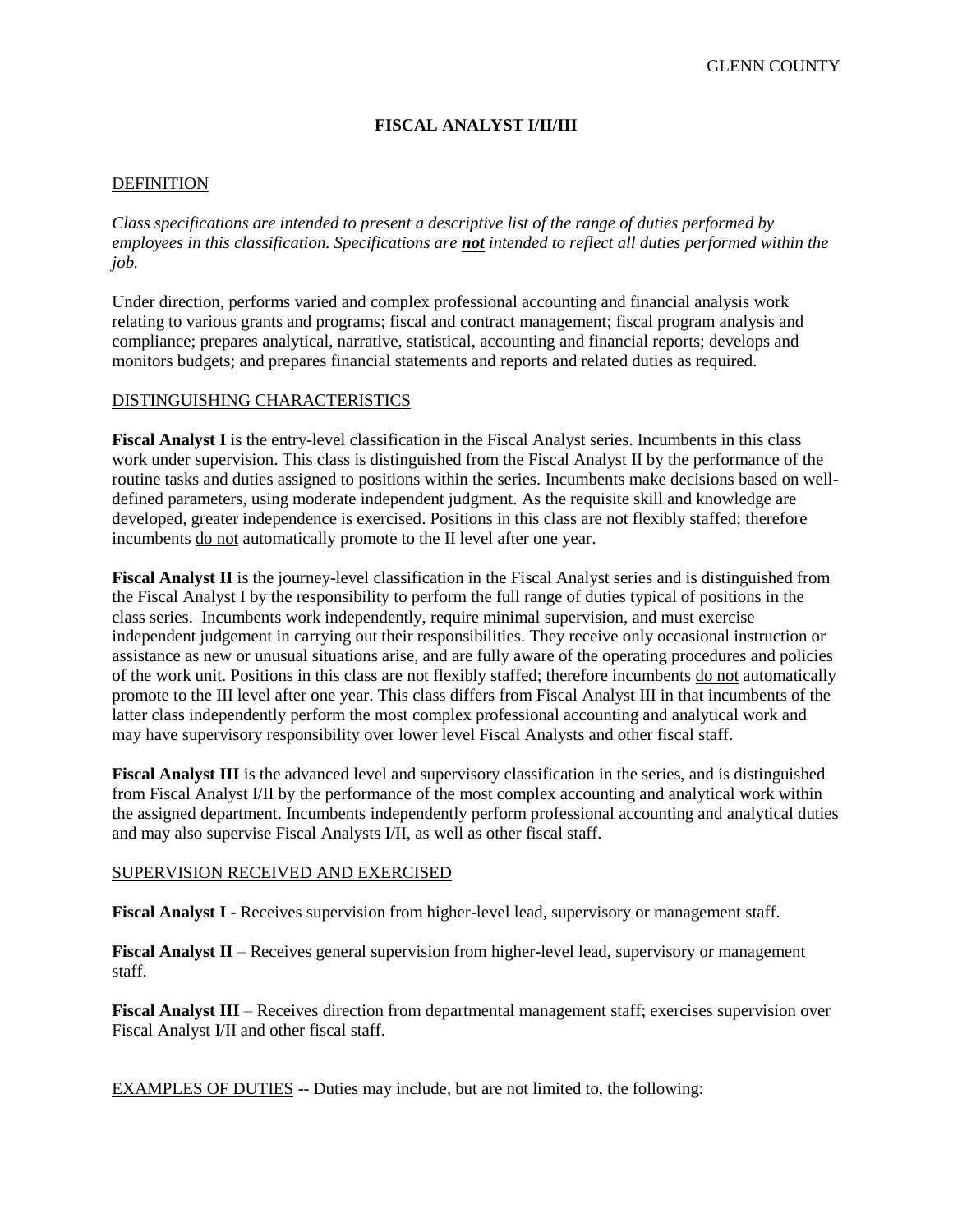GLENN COUNTY

# FISCAL ANALYST I/II/III

## DEFINITION

*Class specifications are intended to present a descriptive list of the range of duties performed by employees in this classification. Specifications are **not** intended to reflect all duties performed within the job.*

Under direction, performs varied and complex professional accounting and financial analysis work relating to various grants and programs; fiscal and contract management; fiscal program analysis and compliance; prepares analytical, narrative, statistical, accounting and financial reports; develops and monitors budgets; and prepares financial statements and reports and related duties as required.

## DISTINGUISHING CHARACTERISTICS

**Fiscal Analyst I** is the entry-level classification in the Fiscal Analyst series. Incumbents in this class work under supervision. This class is distinguished from the Fiscal Analyst II by the performance of the routine tasks and duties assigned to positions within the series. Incumbents make decisions based on well-defined parameters, using moderate independent judgment. As the requisite skill and knowledge are developed, greater independence is exercised. Positions in this class are not flexibly staffed; therefore incumbents do not automatically promote to the II level after one year.

**Fiscal Analyst II** is the journey-level classification in the Fiscal Analyst series and is distinguished from the Fiscal Analyst I by the responsibility to perform the full range of duties typical of positions in the class series. Incumbents work independently, require minimal supervision, and must exercise independent judgement in carrying out their responsibilities. They receive only occasional instruction or assistance as new or unusual situations arise, and are fully aware of the operating procedures and policies of the work unit. Positions in this class are not flexibly staffed; therefore incumbents do not automatically promote to the III level after one year. This class differs from Fiscal Analyst III in that incumbents of the latter class independently perform the most complex professional accounting and analytical work and may have supervisory responsibility over lower level Fiscal Analysts and other fiscal staff.

**Fiscal Analyst III** is the advanced level and supervisory classification in the series, and is distinguished from Fiscal Analyst I/II by the performance of the most complex accounting and analytical work within the assigned department. Incumbents independently perform professional accounting and analytical duties and may also supervise Fiscal Analysts I/II, as well as other fiscal staff.

## SUPERVISION RECEIVED AND EXERCISED

**Fiscal Analyst I** - Receives supervision from higher-level lead, supervisory or management staff.

**Fiscal Analyst II** – Receives general supervision from higher-level lead, supervisory or management staff.

**Fiscal Analyst III** – Receives direction from departmental management staff; exercises supervision over Fiscal Analyst I/II and other fiscal staff.

## EXAMPLES OF DUTIES -- Duties may include, but are not limited to, the following: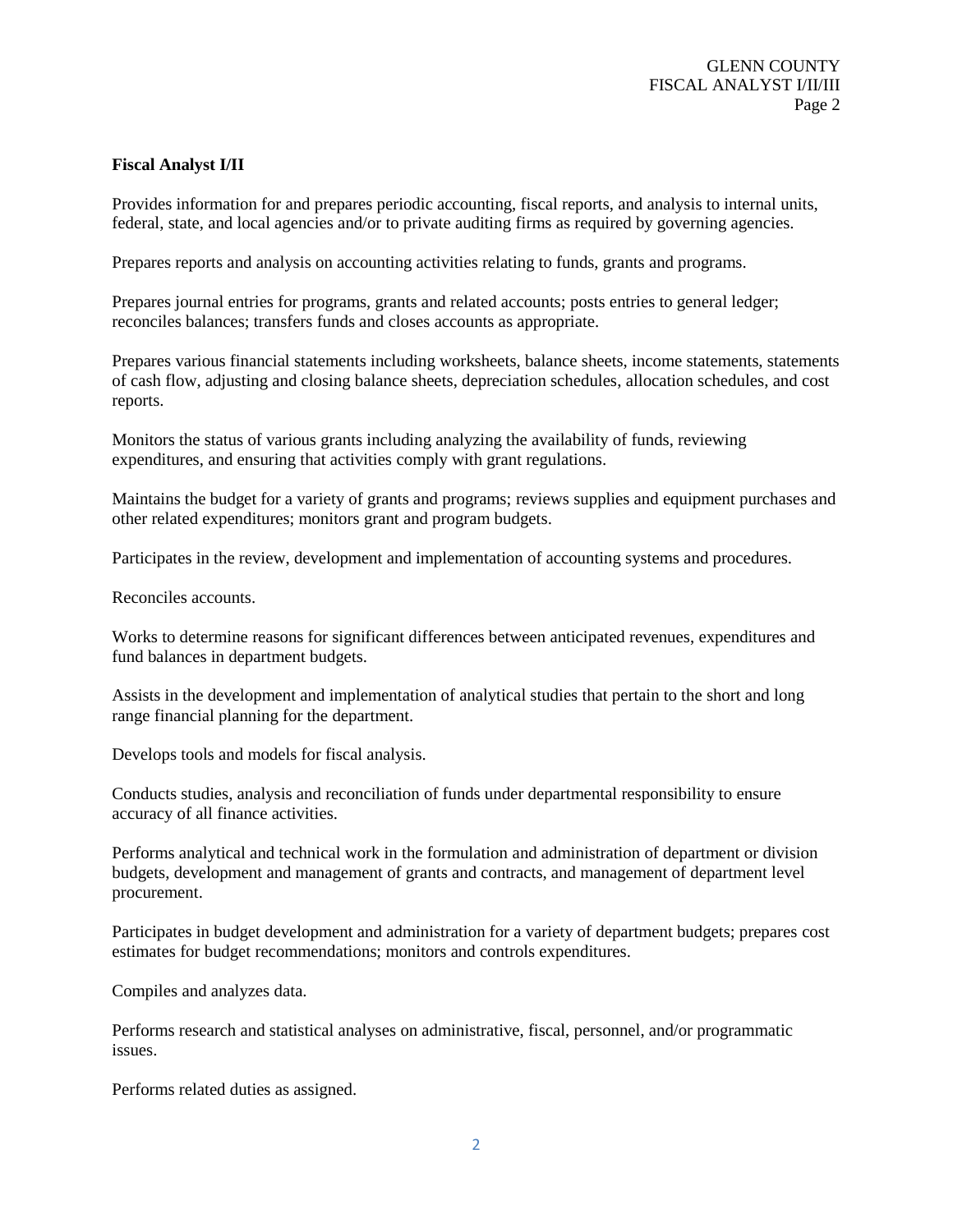**Fiscal Analyst I/II**

Provides information for and prepares periodic accounting, fiscal reports, and analysis to internal units, federal, state, and local agencies and/or to private auditing firms as required by governing agencies.

Prepares reports and analysis on accounting activities relating to funds, grants and programs.

Prepares journal entries for programs, grants and related accounts; posts entries to general ledger; reconciles balances; transfers funds and closes accounts as appropriate.

Prepares various financial statements including worksheets, balance sheets, income statements, statements of cash flow, adjusting and closing balance sheets, depreciation schedules, allocation schedules, and cost reports.

Monitors the status of various grants including analyzing the availability of funds, reviewing expenditures, and ensuring that activities comply with grant regulations.

Maintains the budget for a variety of grants and programs; reviews supplies and equipment purchases and other related expenditures; monitors grant and program budgets.

Participates in the review, development and implementation of accounting systems and procedures.

Reconciles accounts.

Works to determine reasons for significant differences between anticipated revenues, expenditures and fund balances in department budgets.

Assists in the development and implementation of analytical studies that pertain to the short and long range financial planning for the department.

Develops tools and models for fiscal analysis.

Conducts studies, analysis and reconciliation of funds under departmental responsibility to ensure accuracy of all finance activities.

Performs analytical and technical work in the formulation and administration of department or division budgets, development and management of grants and contracts, and management of department level procurement.

Participates in budget development and administration for a variety of department budgets; prepares cost estimates for budget recommendations; monitors and controls expenditures.

Compiles and analyzes data.

Performs research and statistical analyses on administrative, fiscal, personnel, and/or programmatic issues.

Performs related duties as assigned.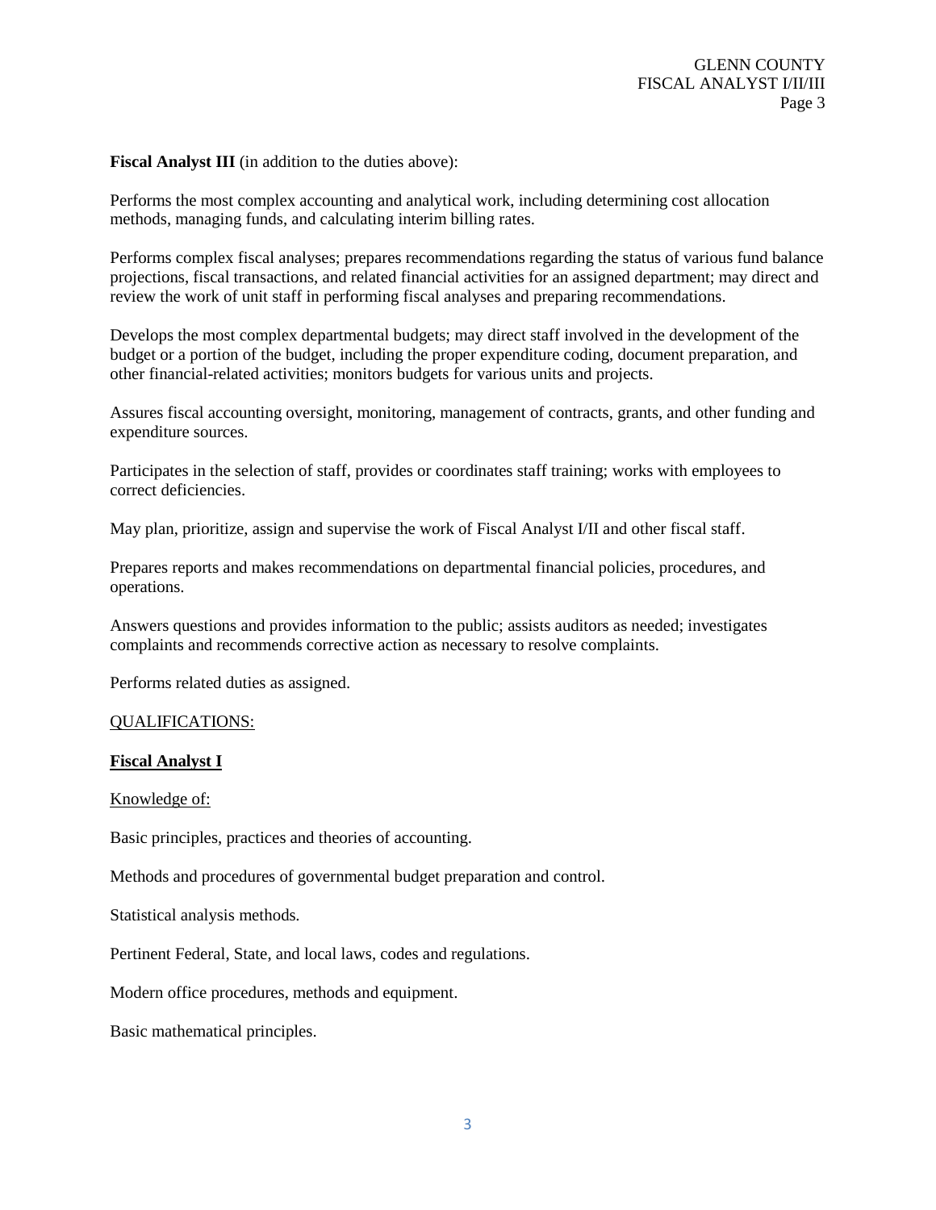**Fiscal Analyst III** (in addition to the duties above):

Performs the most complex accounting and analytical work, including determining cost allocation methods, managing funds, and calculating interim billing rates.

Performs complex fiscal analyses; prepares recommendations regarding the status of various fund balance projections, fiscal transactions, and related financial activities for an assigned department; may direct and review the work of unit staff in performing fiscal analyses and preparing recommendations.

Develops the most complex departmental budgets; may direct staff involved in the development of the budget or a portion of the budget, including the proper expenditure coding, document preparation, and other financial-related activities; monitors budgets for various units and projects.

Assures fiscal accounting oversight, monitoring, management of contracts, grants, and other funding and expenditure sources.

Participates in the selection of staff, provides or coordinates staff training; works with employees to correct deficiencies.

May plan, prioritize, assign and supervise the work of Fiscal Analyst I/II and other fiscal staff.

Prepares reports and makes recommendations on departmental financial policies, procedures, and operations.

Answers questions and provides information to the public; assists auditors as needed; investigates complaints and recommends corrective action as necessary to resolve complaints.

Performs related duties as assigned.

## QUALIFICATIONS:

### Fiscal Analyst I

Knowledge of:

Basic principles, practices and theories of accounting.

Methods and procedures of governmental budget preparation and control.

Statistical analysis methods.

Pertinent Federal, State, and local laws, codes and regulations.

Modern office procedures, methods and equipment.

Basic mathematical principles.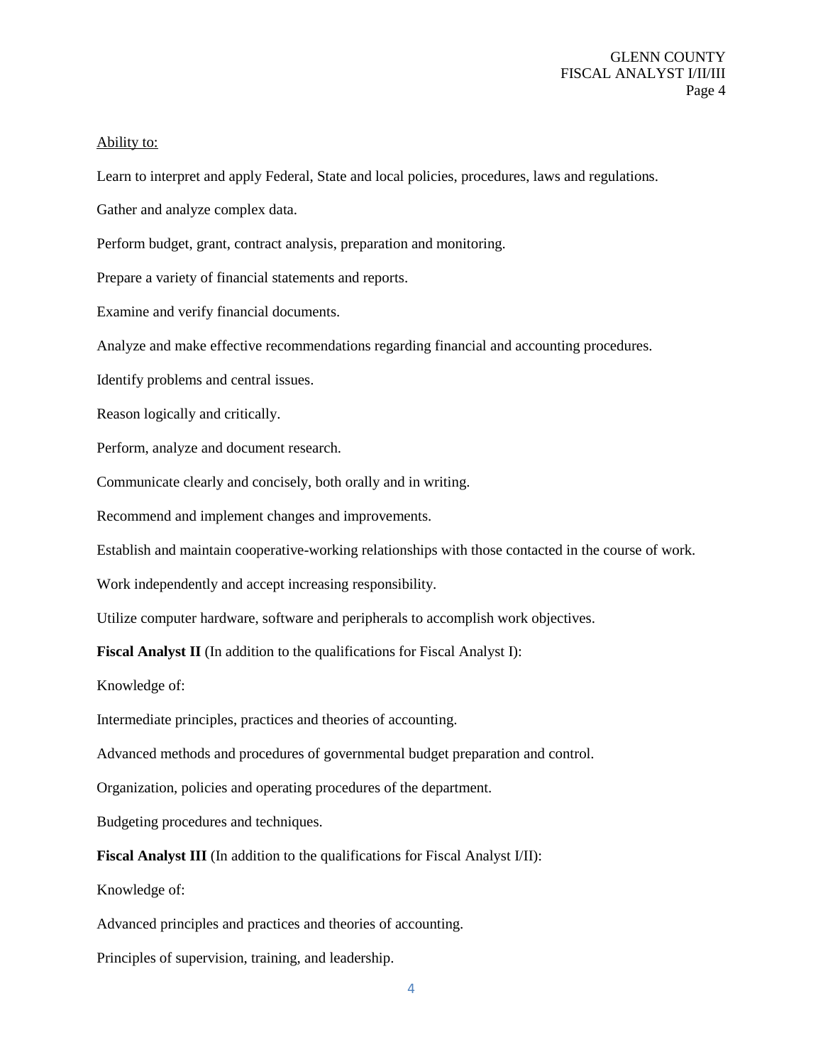Ability to:

Learn to interpret and apply Federal, State and local policies, procedures, laws and regulations.

Gather and analyze complex data.

Perform budget, grant, contract analysis, preparation and monitoring.

Prepare a variety of financial statements and reports.

Examine and verify financial documents.

Analyze and make effective recommendations regarding financial and accounting procedures.

Identify problems and central issues.

Reason logically and critically.

Perform, analyze and document research.

Communicate clearly and concisely, both orally and in writing.

Recommend and implement changes and improvements.

Establish and maintain cooperative-working relationships with those contacted in the course of work.

Work independently and accept increasing responsibility.

Utilize computer hardware, software and peripherals to accomplish work objectives.

**Fiscal Analyst II** (In addition to the qualifications for Fiscal Analyst I):

Knowledge of:

Intermediate principles, practices and theories of accounting.

Advanced methods and procedures of governmental budget preparation and control.

Organization, policies and operating procedures of the department.

Budgeting procedures and techniques.

**Fiscal Analyst III** (In addition to the qualifications for Fiscal Analyst I/II):

Knowledge of:

Advanced principles and practices and theories of accounting.

Principles of supervision, training, and leadership.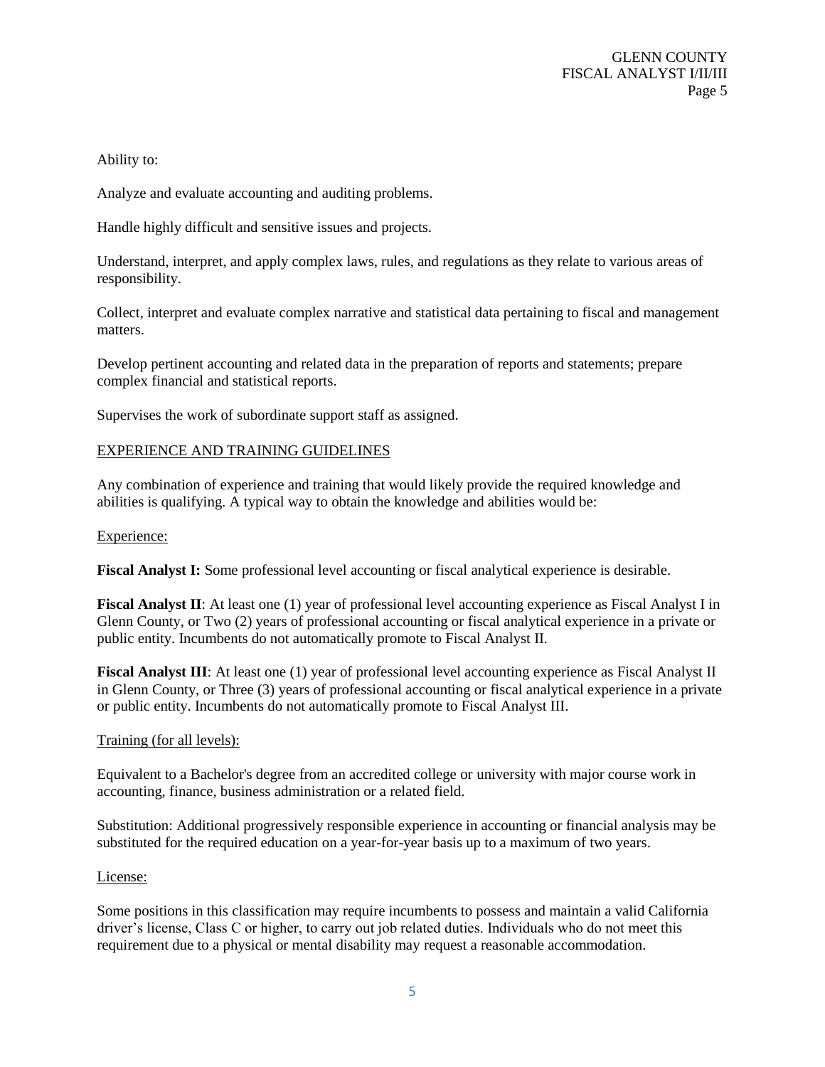Ability to:

Analyze and evaluate accounting and auditing problems.

Handle highly difficult and sensitive issues and projects.

Understand, interpret, and apply complex laws, rules, and regulations as they relate to various areas of responsibility.

Collect, interpret and evaluate complex narrative and statistical data pertaining to fiscal and management matters.

Develop pertinent accounting and related data in the preparation of reports and statements; prepare complex financial and statistical reports.

Supervises the work of subordinate support staff as assigned.

## EXPERIENCE AND TRAINING GUIDELINES

Any combination of experience and training that would likely provide the required knowledge and abilities is qualifying. A typical way to obtain the knowledge and abilities would be:

### Experience:

**Fiscal Analyst I:** Some professional level accounting or fiscal analytical experience is desirable.

**Fiscal Analyst II**: At least one (1) year of professional level accounting experience as Fiscal Analyst I in Glenn County, or Two (2) years of professional accounting or fiscal analytical experience in a private or public entity. Incumbents do not automatically promote to Fiscal Analyst II.

**Fiscal Analyst III**: At least one (1) year of professional level accounting experience as Fiscal Analyst II in Glenn County, or Three (3) years of professional accounting or fiscal analytical experience in a private or public entity. Incumbents do not automatically promote to Fiscal Analyst III.

### Training (for all levels):

Equivalent to a Bachelor's degree from an accredited college or university with major course work in accounting, finance, business administration or a related field.

Substitution: Additional progressively responsible experience in accounting or financial analysis may be substituted for the required education on a year-for-year basis up to a maximum of two years.

### License:

Some positions in this classification may require incumbents to possess and maintain a valid California driver's license, Class C or higher, to carry out job related duties. Individuals who do not meet this requirement due to a physical or mental disability may request a reasonable accommodation.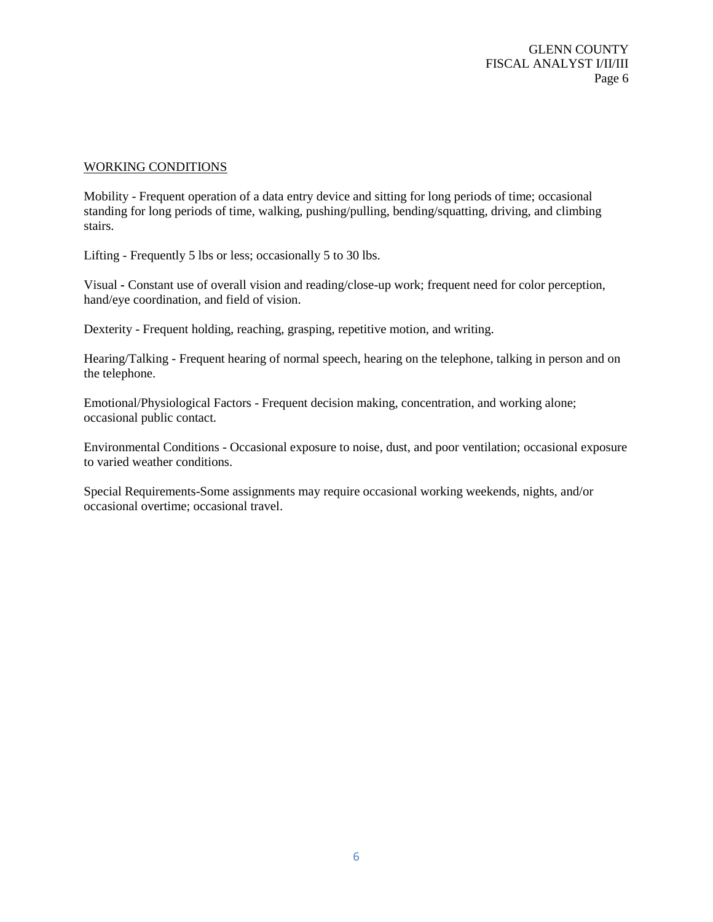## WORKING CONDITIONS

Mobility - Frequent operation of a data entry device and sitting for long periods of time; occasional standing for long periods of time, walking, pushing/pulling, bending/squatting, driving, and climbing stairs.

Lifting - Frequently 5 lbs or less; occasionally 5 to 30 lbs.

Visual - Constant use of overall vision and reading/close-up work; frequent need for color perception, hand/eye coordination, and field of vision.

Dexterity - Frequent holding, reaching, grasping, repetitive motion, and writing.

Hearing/Talking - Frequent hearing of normal speech, hearing on the telephone, talking in person and on the telephone.

Emotional/Physiological Factors - Frequent decision making, concentration, and working alone; occasional public contact.

Environmental Conditions - Occasional exposure to noise, dust, and poor ventilation; occasional exposure to varied weather conditions.

Special Requirements-Some assignments may require occasional working weekends, nights, and/or occasional overtime; occasional travel.